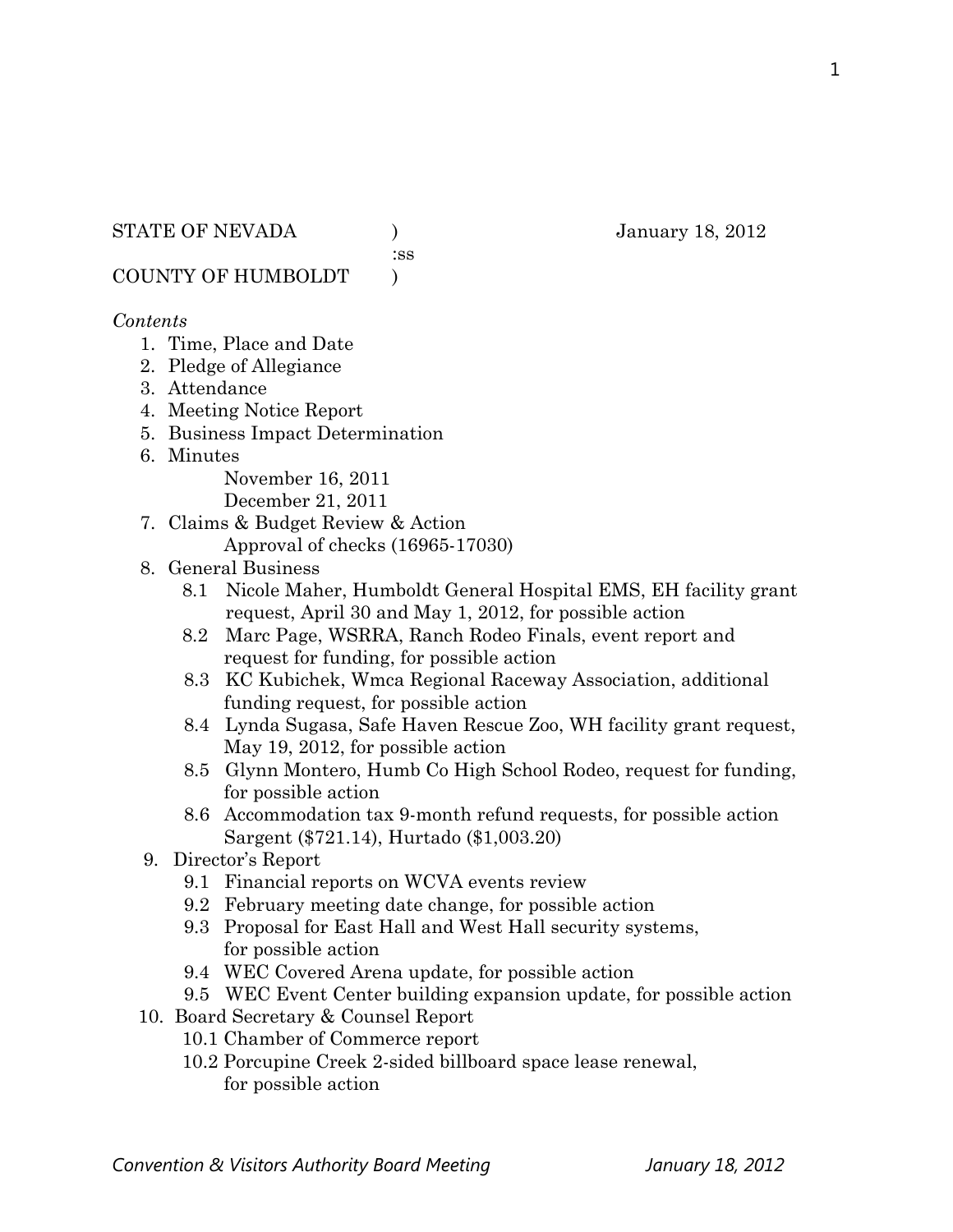STATE OF NEVADA ) January 18, 2012
:ss
COUNTY OF HUMBOLDT )

*Contents*

1. Time, Place and Date
2. Pledge of Allegiance
3. Attendance
4. Meeting Notice Report
5. Business Impact Determination
6. Minutes
   November 16, 2011
   December 21, 2011
7. Claims & Budget Review & Action
   Approval of checks (16965-17030)
8. General Business
   - 8.1 Nicole Maher, Humboldt General Hospital EMS, EH facility grant request, April 30 and May 1, 2012, for possible action
   - 8.2 Marc Page, WSRRA, Ranch Rodeo Finals, event report and request for funding, for possible action
   - 8.3 KC Kubichek, Wmca Regional Raceway Association, additional funding request, for possible action
   - 8.4 Lynda Sugasa, Safe Haven Rescue Zoo, WH facility grant request, May 19, 2012, for possible action
   - 8.5 Glynn Montero, Humb Co High School Rodeo, request for funding, for possible action
   - 8.6 Accommodation tax 9-month refund requests, for possible action Sargent ($721.14), Hurtado ($1,003.20)
9. Director's Report
   - 9.1 Financial reports on WCVA events review
   - 9.2 February meeting date change, for possible action
   - 9.3 Proposal for East Hall and West Hall security systems, for possible action
   - 9.4 WEC Covered Arena update, for possible action
   - 9.5 WEC Event Center building expansion update, for possible action
10. Board Secretary & Counsel Report
    - 10.1 Chamber of Commerce report
    - 10.2 Porcupine Creek 2-sided billboard space lease renewal, for possible action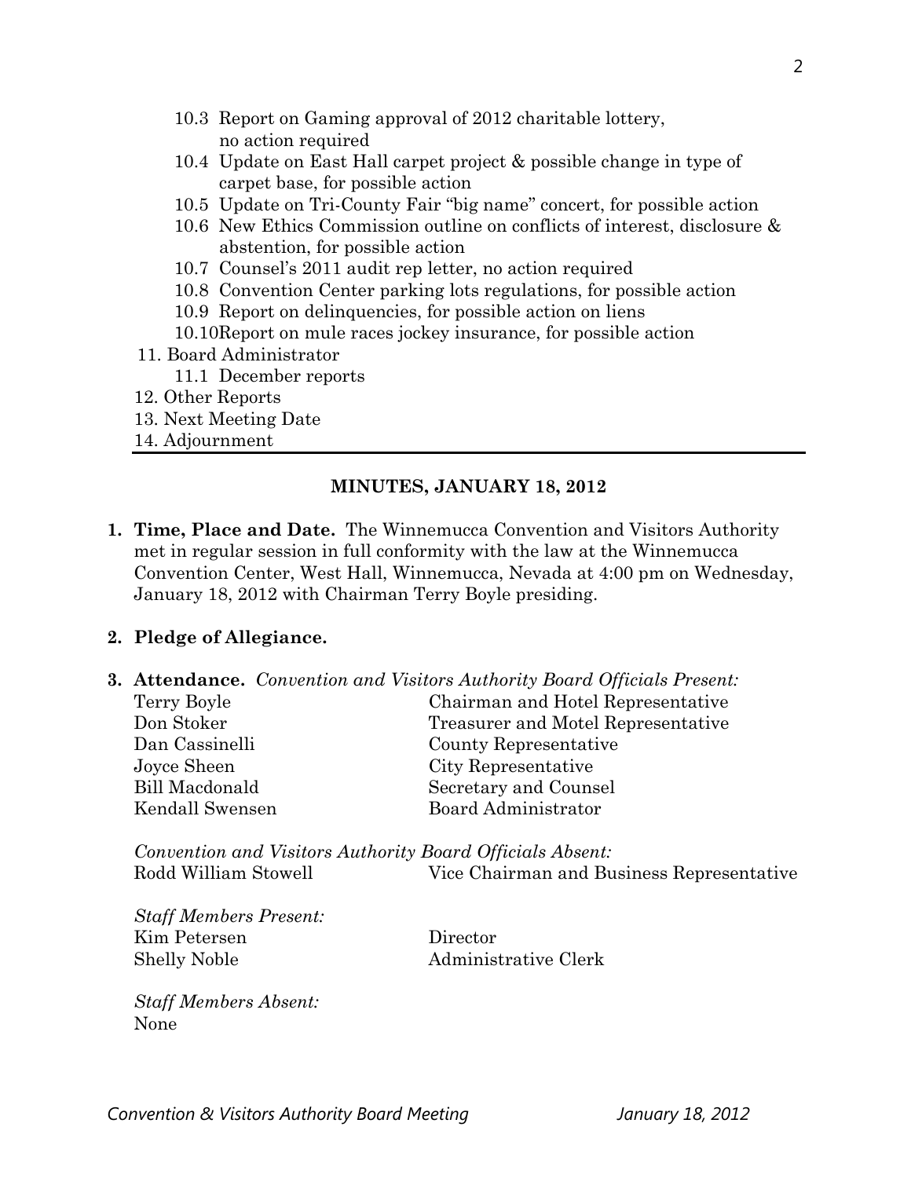- 10.3 Report on Gaming approval of 2012 charitable lottery, no action required
   - 10.4 Update on East Hall carpet project & possible change in type of carpet base, for possible action
   - 10.5 Update on Tri-County Fair "big name" concert, for possible action
   - 10.6 New Ethics Commission outline on conflicts of interest, disclosure & abstention, for possible action
   - 10.7 Counsel's 2011 audit rep letter, no action required
   - 10.8 Convention Center parking lots regulations, for possible action
   - 10.9 Report on delinquencies, for possible action on liens
   - 10.10 Report on mule races jockey insurance, for possible action
11. Board Administrator
   - 11.1 December reports
12. Other Reports
13. Next Meeting Date
14. Adjournment

---

## MINUTES, JANUARY 18, 2012

**1. Time, Place and Date.** The Winnemucca Convention and Visitors Authority met in regular session in full conformity with the law at the Winnemucca Convention Center, West Hall, Winnemucca, Nevada at 4:00 pm on Wednesday, January 18, 2012 with Chairman Terry Boyle presiding.

**2. Pledge of Allegiance.**

**3. Attendance.** *Convention and Visitors Authority Board Officials Present:*

| | |
|---|---|
| Terry Boyle | Chairman and Hotel Representative |
| Don Stoker | Treasurer and Motel Representative |
| Dan Cassinelli | County Representative |
| Joyce Sheen | City Representative |
| Bill Macdonald | Secretary and Counsel |
| Kendall Swensen | Board Administrator |

*Convention and Visitors Authority Board Officials Absent:*

| | |
|---|---|
| Rodd William Stowell | Vice Chairman and Business Representative |

*Staff Members Present:*

| | |
|---|---|
| Kim Petersen | Director |
| Shelly Noble | Administrative Clerk |

*Staff Members Absent:*
None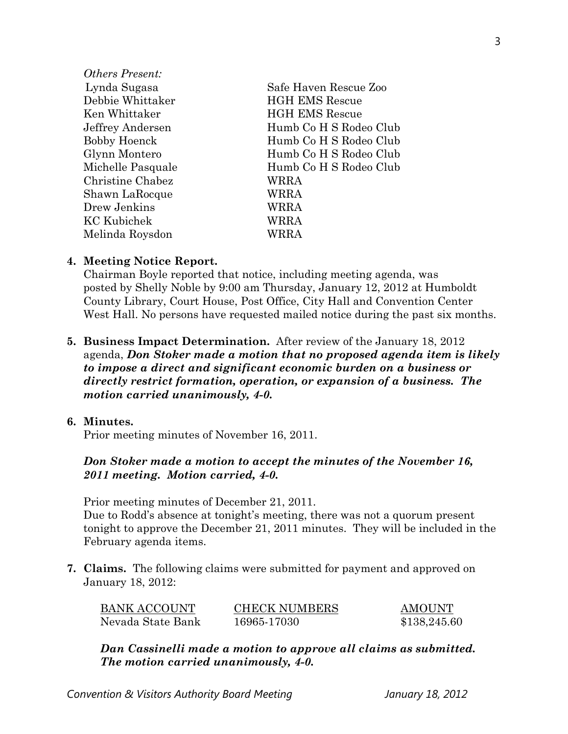*Others Present:*

| | |
|---|---|
| Lynda Sugasa | Safe Haven Rescue Zoo |
| Debbie Whittaker | HGH EMS Rescue |
| Ken Whittaker | HGH EMS Rescue |
| Jeffrey Andersen | Humb Co H S Rodeo Club |
| Bobby Hoenck | Humb Co H S Rodeo Club |
| Glynn Montero | Humb Co H S Rodeo Club |
| Michelle Pasquale | Humb Co H S Rodeo Club |
| Christine Chabez | WRRA |
| Shawn LaRocque | WRRA |
| Drew Jenkins | WRRA |
| KC Kubichek | WRRA |
| Melinda Roysdon | WRRA |

**4. Meeting Notice Report.**
Chairman Boyle reported that notice, including meeting agenda, was posted by Shelly Noble by 9:00 am Thursday, January 12, 2012 at Humboldt County Library, Court House, Post Office, City Hall and Convention Center West Hall. No persons have requested mailed notice during the past six months.

**5. Business Impact Determination.** After review of the January 18, 2012 agenda, ***Don Stoker made a motion that no proposed agenda item is likely to impose a direct and significant economic burden on a business or directly restrict formation, operation, or expansion of a business. The motion carried unanimously, 4-0.***

**6. Minutes.**
Prior meeting minutes of November 16, 2011.

***Don Stoker made a motion to accept the minutes of the November 16, 2011 meeting. Motion carried, 4-0.***

Prior meeting minutes of December 21, 2011.
Due to Rodd's absence at tonight's meeting, there was not a quorum present tonight to approve the December 21, 2011 minutes. They will be included in the February agenda items.

**7. Claims.** The following claims were submitted for payment and approved on January 18, 2012:

| BANK ACCOUNT | CHECK NUMBERS | AMOUNT |
|---|---|---|
| Nevada State Bank | 16965-17030 | \$138,245.60 |

***Dan Cassinelli made a motion to approve all claims as submitted. The motion carried unanimously, 4-0.***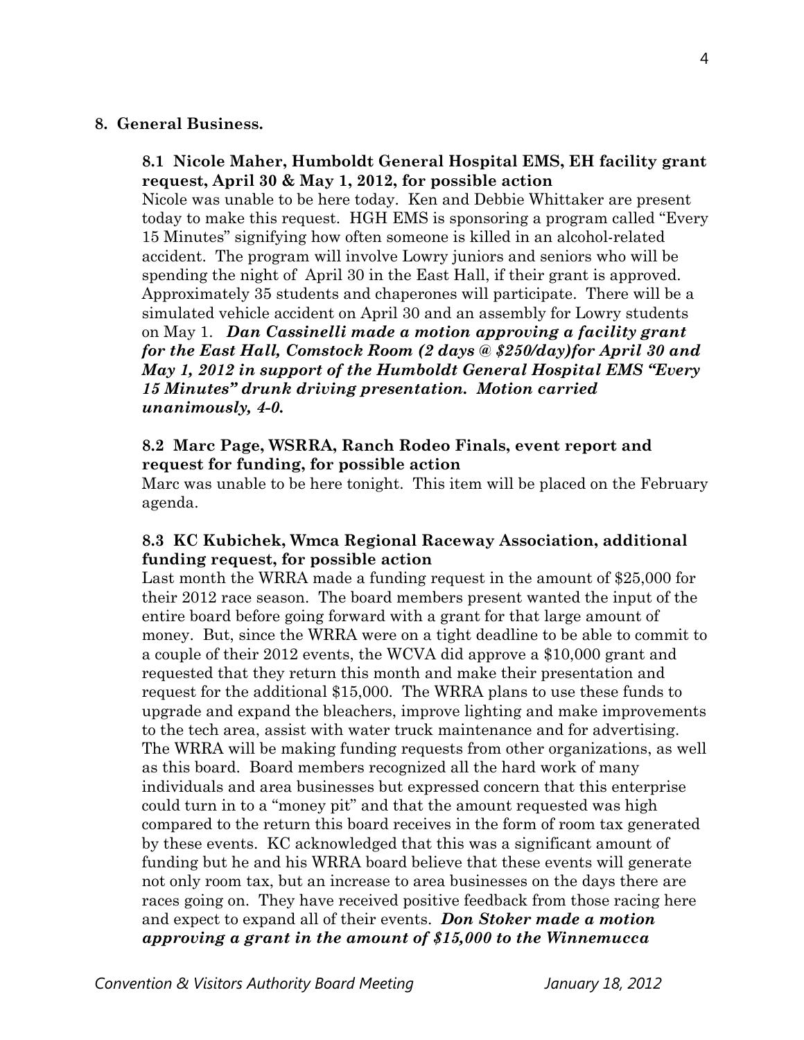## 8. General Business.

### 8.1 Nicole Maher, Humboldt General Hospital EMS, EH facility grant request, April 30 & May 1, 2012, for possible action

Nicole was unable to be here today. Ken and Debbie Whittaker are present today to make this request. HGH EMS is sponsoring a program called "Every 15 Minutes" signifying how often someone is killed in an alcohol-related accident. The program will involve Lowry juniors and seniors who will be spending the night of April 30 in the East Hall, if their grant is approved. Approximately 35 students and chaperones will participate. There will be a simulated vehicle accident on April 30 and an assembly for Lowry students on May 1. ***Dan Cassinelli made a motion approving a facility grant for the East Hall, Comstock Room (2 days @ $250/day)for April 30 and May 1, 2012 in support of the Humboldt General Hospital EMS "Every 15 Minutes" drunk driving presentation. Motion carried unanimously, 4-0.***

### 8.2 Marc Page, WSRRA, Ranch Rodeo Finals, event report and request for funding, for possible action

Marc was unable to be here tonight. This item will be placed on the February agenda.

### 8.3 KC Kubichek, Wmca Regional Raceway Association, additional funding request, for possible action

Last month the WRRA made a funding request in the amount of $25,000 for their 2012 race season. The board members present wanted the input of the entire board before going forward with a grant for that large amount of money. But, since the WRRA were on a tight deadline to be able to commit to a couple of their 2012 events, the WCVA did approve a $10,000 grant and requested that they return this month and make their presentation and request for the additional $15,000. The WRRA plans to use these funds to upgrade and expand the bleachers, improve lighting and make improvements to the tech area, assist with water truck maintenance and for advertising. The WRRA will be making funding requests from other organizations, as well as this board. Board members recognized all the hard work of many individuals and area businesses but expressed concern that this enterprise could turn in to a "money pit" and that the amount requested was high compared to the return this board receives in the form of room tax generated by these events. KC acknowledged that this was a significant amount of funding but he and his WRRA board believe that these events will generate not only room tax, but an increase to area businesses on the days there are races going on. They have received positive feedback from those racing here and expect to expand all of their events. ***Don Stoker made a motion approving a grant in the amount of $15,000 to the Winnemucca***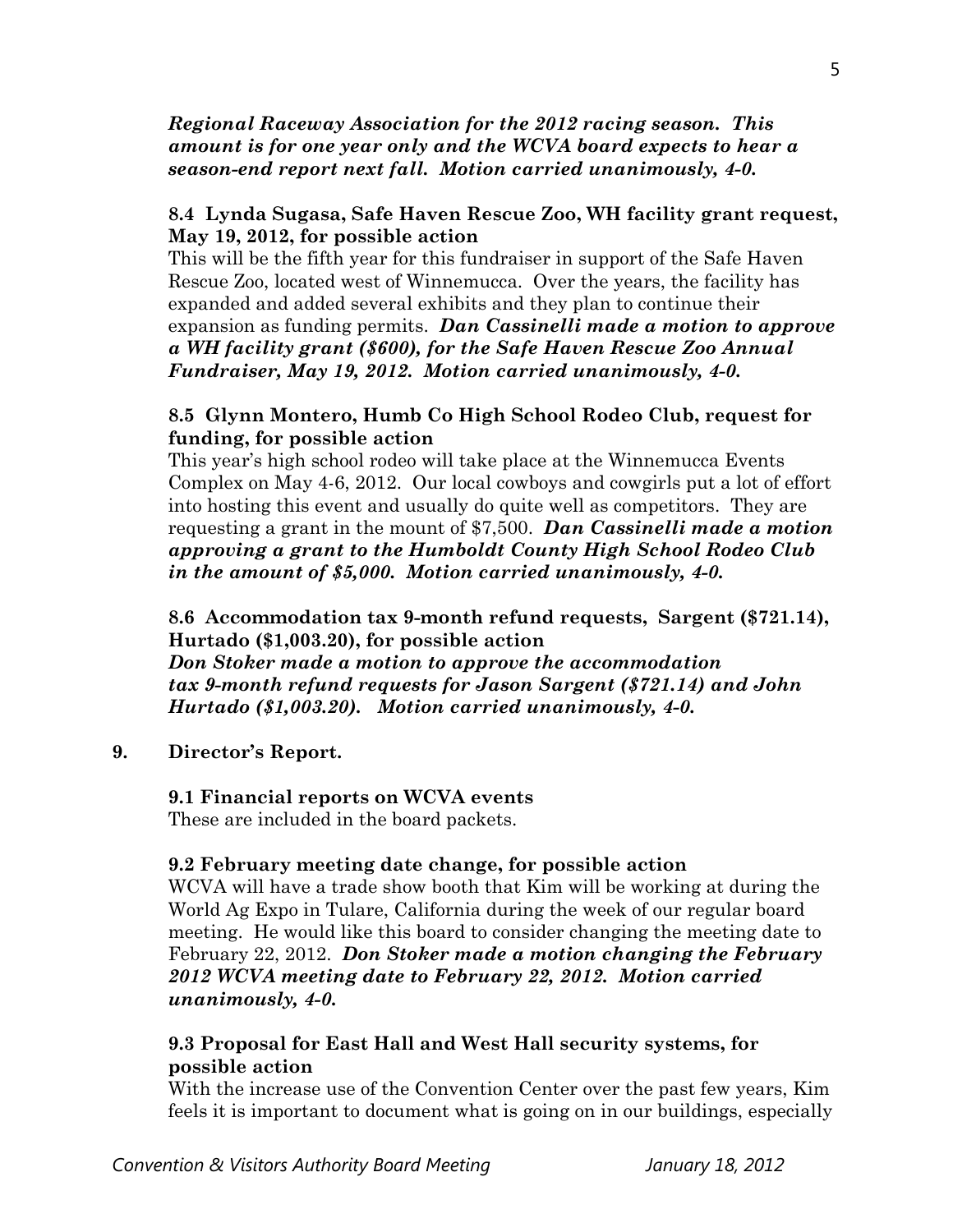***Regional Raceway Association for the 2012 racing season. This amount is for one year only and the WCVA board expects to hear a season-end report next fall. Motion carried unanimously, 4-0.***

**8.4 Lynda Sugasa, Safe Haven Rescue Zoo, WH facility grant request, May 19, 2012, for possible action**

This will be the fifth year for this fundraiser in support of the Safe Haven Rescue Zoo, located west of Winnemucca. Over the years, the facility has expanded and added several exhibits and they plan to continue their expansion as funding permits. ***Dan Cassinelli made a motion to approve a WH facility grant ($600), for the Safe Haven Rescue Zoo Annual Fundraiser, May 19, 2012. Motion carried unanimously, 4-0.***

**8.5 Glynn Montero, Humb Co High School Rodeo Club, request for funding, for possible action**

This year's high school rodeo will take place at the Winnemucca Events Complex on May 4-6, 2012. Our local cowboys and cowgirls put a lot of effort into hosting this event and usually do quite well as competitors. They are requesting a grant in the mount of $7,500. ***Dan Cassinelli made a motion approving a grant to the Humboldt County High School Rodeo Club in the amount of $5,000. Motion carried unanimously, 4-0.***

**8.6 Accommodation tax 9-month refund requests, Sargent ($721.14), Hurtado ($1,003.20), for possible action**

***Don Stoker made a motion to approve the accommodation tax 9-month refund requests for Jason Sargent ($721.14) and John Hurtado ($1,003.20). Motion carried unanimously, 4-0.***

**9. Director's Report.**

**9.1 Financial reports on WCVA events**

These are included in the board packets.

**9.2 February meeting date change, for possible action**

WCVA will have a trade show booth that Kim will be working at during the World Ag Expo in Tulare, California during the week of our regular board meeting. He would like this board to consider changing the meeting date to February 22, 2012. ***Don Stoker made a motion changing the February 2012 WCVA meeting date to February 22, 2012. Motion carried unanimously, 4-0.***

**9.3 Proposal for East Hall and West Hall security systems, for possible action**

With the increase use of the Convention Center over the past few years, Kim feels it is important to document what is going on in our buildings, especially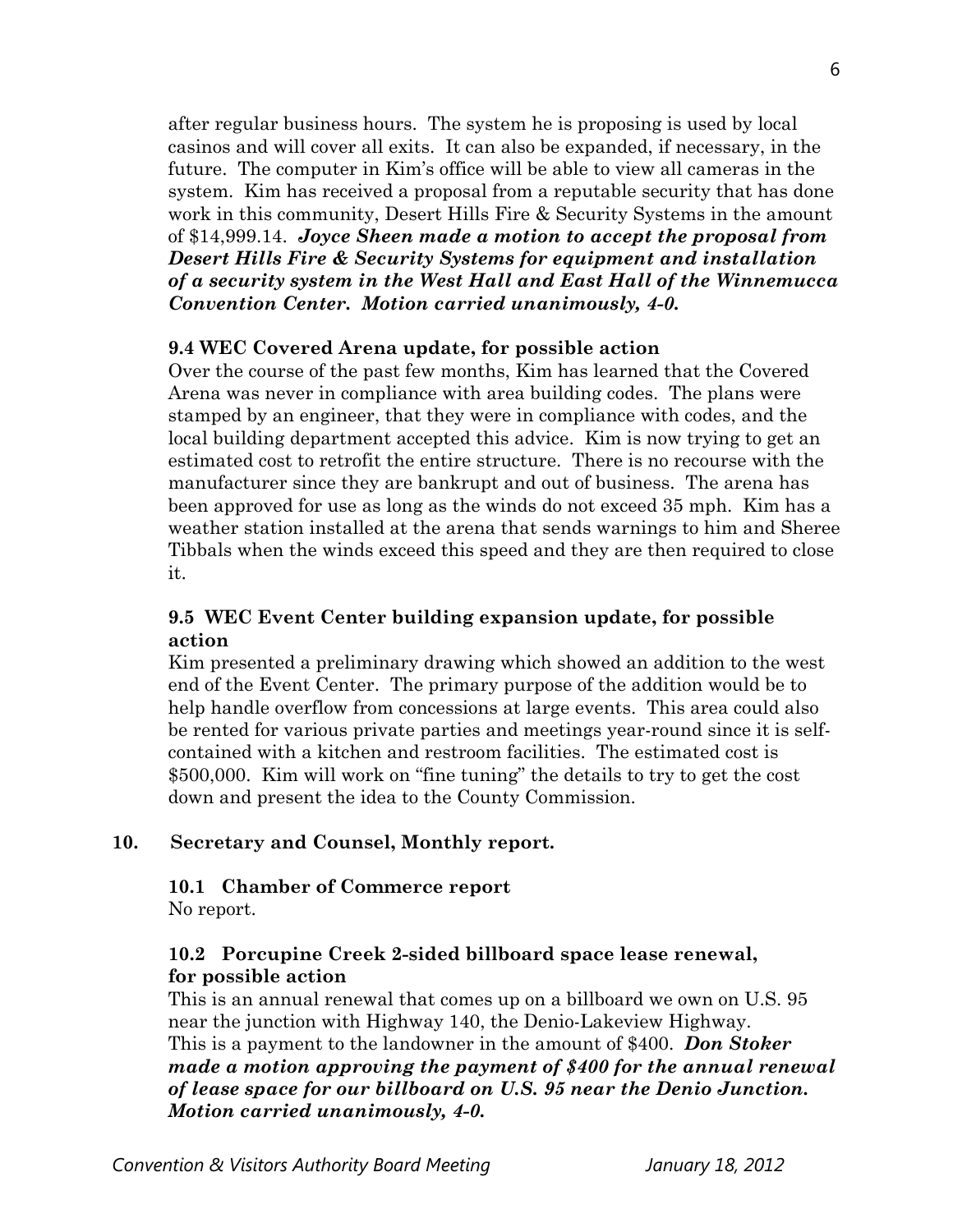after regular business hours. The system he is proposing is used by local casinos and will cover all exits. It can also be expanded, if necessary, in the future. The computer in Kim's office will be able to view all cameras in the system. Kim has received a proposal from a reputable security that has done work in this community, Desert Hills Fire & Security Systems in the amount of $14,999.14. ***Joyce Sheen made a motion to accept the proposal from Desert Hills Fire & Security Systems for equipment and installation of a security system in the West Hall and East Hall of the Winnemucca Convention Center. Motion carried unanimously, 4-0.***

**9.4 WEC Covered Arena update, for possible action**

Over the course of the past few months, Kim has learned that the Covered Arena was never in compliance with area building codes. The plans were stamped by an engineer, that they were in compliance with codes, and the local building department accepted this advice. Kim is now trying to get an estimated cost to retrofit the entire structure. There is no recourse with the manufacturer since they are bankrupt and out of business. The arena has been approved for use as long as the winds do not exceed 35 mph. Kim has a weather station installed at the arena that sends warnings to him and Sheree Tibbals when the winds exceed this speed and they are then required to close it.

**9.5 WEC Event Center building expansion update, for possible action**

Kim presented a preliminary drawing which showed an addition to the west end of the Event Center. The primary purpose of the addition would be to help handle overflow from concessions at large events. This area could also be rented for various private parties and meetings year-round since it is self-contained with a kitchen and restroom facilities. The estimated cost is $500,000. Kim will work on "fine tuning" the details to try to get the cost down and present the idea to the County Commission.

**10. Secretary and Counsel, Monthly report.**

**10.1 Chamber of Commerce report**

No report.

**10.2 Porcupine Creek 2-sided billboard space lease renewal, for possible action**

This is an annual renewal that comes up on a billboard we own on U.S. 95 near the junction with Highway 140, the Denio-Lakeview Highway. This is a payment to the landowner in the amount of $400. ***Don Stoker made a motion approving the payment of $400 for the annual renewal of lease space for our billboard on U.S. 95 near the Denio Junction. Motion carried unanimously, 4-0.***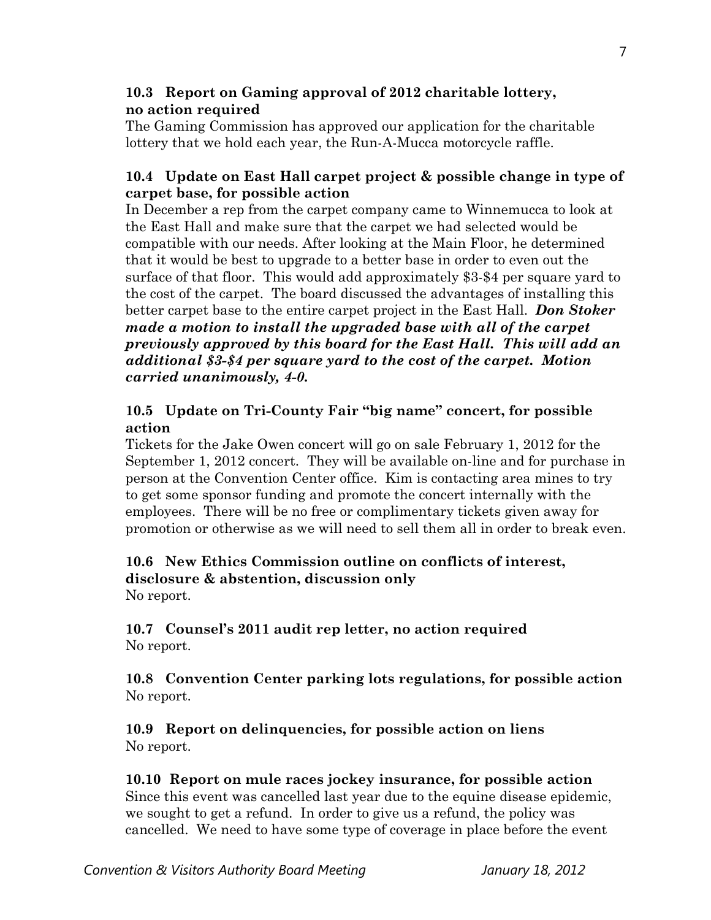**10.3 Report on Gaming approval of 2012 charitable lottery, no action required**

The Gaming Commission has approved our application for the charitable lottery that we hold each year, the Run-A-Mucca motorcycle raffle.

**10.4 Update on East Hall carpet project & possible change in type of carpet base, for possible action**

In December a rep from the carpet company came to Winnemucca to look at the East Hall and make sure that the carpet we had selected would be compatible with our needs. After looking at the Main Floor, he determined that it would be best to upgrade to a better base in order to even out the surface of that floor. This would add approximately $3-$4 per square yard to the cost of the carpet. The board discussed the advantages of installing this better carpet base to the entire carpet project in the East Hall. ***Don Stoker made a motion to install the upgraded base with all of the carpet previously approved by this board for the East Hall. This will add an additional $3-$4 per square yard to the cost of the carpet. Motion carried unanimously, 4-0.***

**10.5 Update on Tri-County Fair "big name" concert, for possible action**

Tickets for the Jake Owen concert will go on sale February 1, 2012 for the September 1, 2012 concert. They will be available on-line and for purchase in person at the Convention Center office. Kim is contacting area mines to try to get some sponsor funding and promote the concert internally with the employees. There will be no free or complimentary tickets given away for promotion or otherwise as we will need to sell them all in order to break even.

**10.6 New Ethics Commission outline on conflicts of interest, disclosure & abstention, discussion only**

No report.

**10.7 Counsel's 2011 audit rep letter, no action required**

No report.

**10.8 Convention Center parking lots regulations, for possible action**

No report.

**10.9 Report on delinquencies, for possible action on liens**

No report.

**10.10 Report on mule races jockey insurance, for possible action**

Since this event was cancelled last year due to the equine disease epidemic, we sought to get a refund. In order to give us a refund, the policy was cancelled. We need to have some type of coverage in place before the event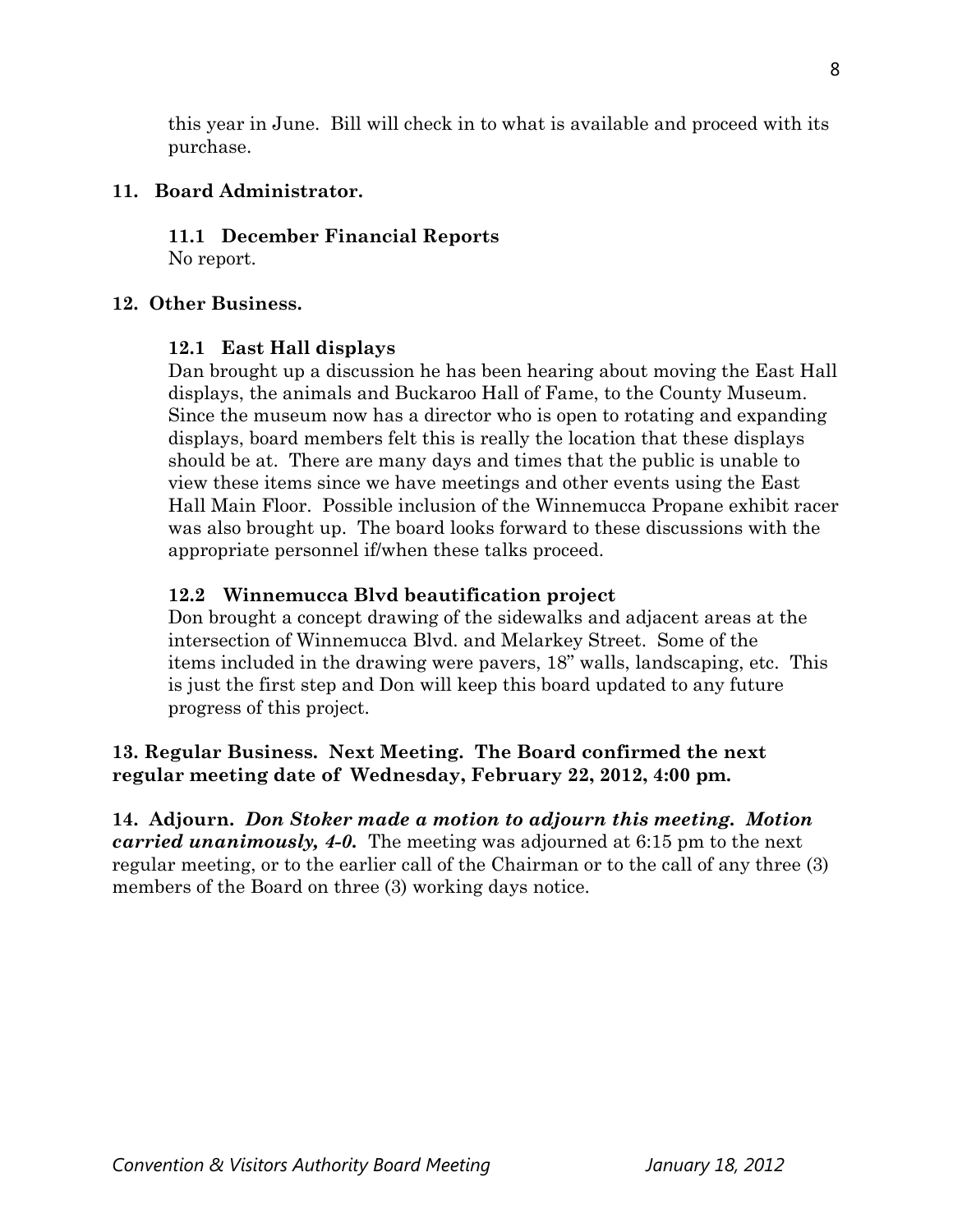this year in June. Bill will check in to what is available and proceed with its purchase.

## 11. Board Administrator.

### 11.1 December Financial Reports

No report.

## 12. Other Business.

### 12.1 East Hall displays

Dan brought up a discussion he has been hearing about moving the East Hall displays, the animals and Buckaroo Hall of Fame, to the County Museum. Since the museum now has a director who is open to rotating and expanding displays, board members felt this is really the location that these displays should be at. There are many days and times that the public is unable to view these items since we have meetings and other events using the East Hall Main Floor. Possible inclusion of the Winnemucca Propane exhibit racer was also brought up. The board looks forward to these discussions with the appropriate personnel if/when these talks proceed.

### 12.2 Winnemucca Blvd beautification project

Don brought a concept drawing of the sidewalks and adjacent areas at the intersection of Winnemucca Blvd. and Melarkey Street. Some of the items included in the drawing were pavers, 18" walls, landscaping, etc. This is just the first step and Don will keep this board updated to any future progress of this project.

**13. Regular Business. Next Meeting. The Board confirmed the next regular meeting date of Wednesday, February 22, 2012, 4:00 pm.**

**14. Adjourn.** ***Don Stoker made a motion to adjourn this meeting. Motion carried unanimously, 4-0.*** The meeting was adjourned at 6:15 pm to the next regular meeting, or to the earlier call of the Chairman or to the call of any three (3) members of the Board on three (3) working days notice.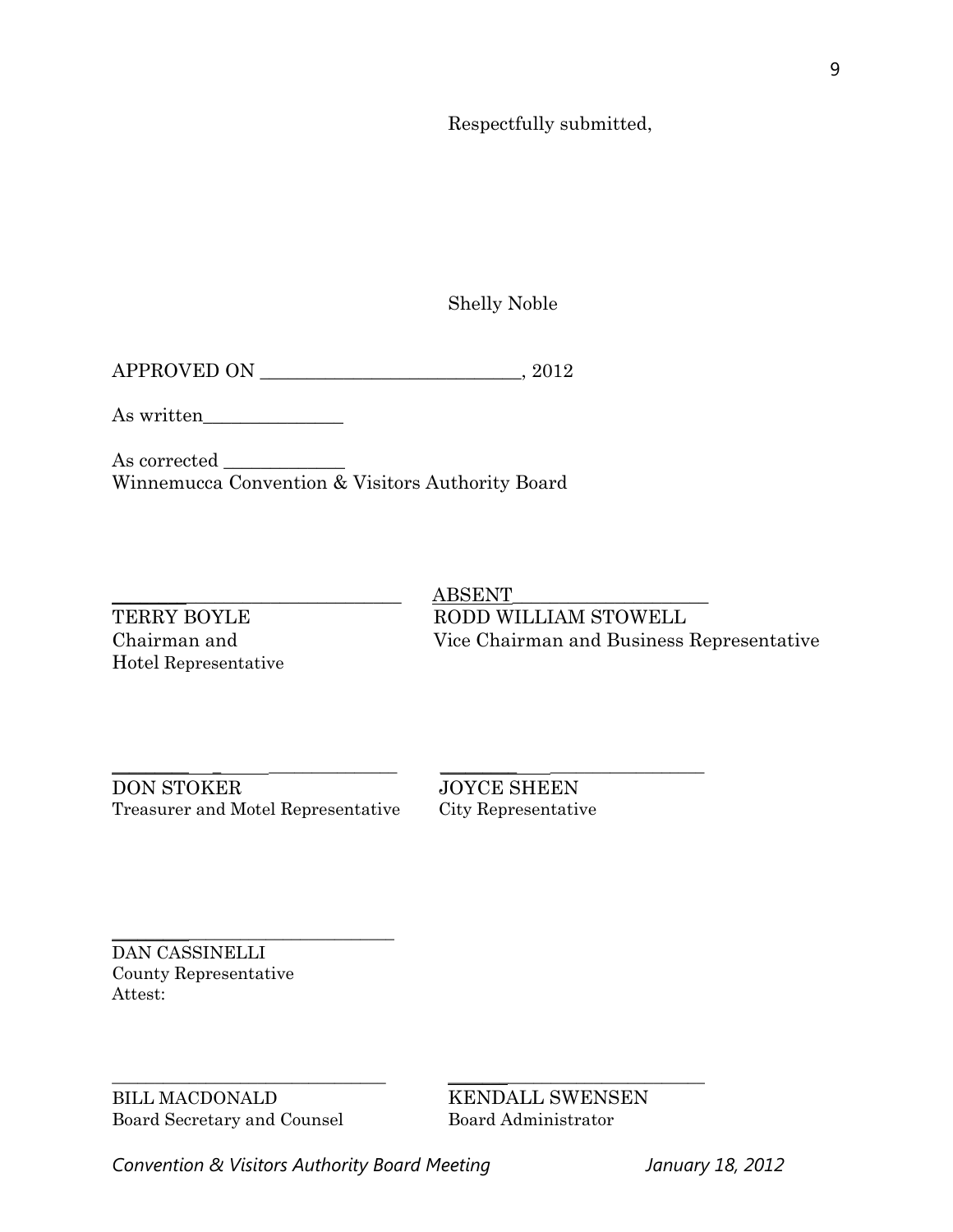Respectfully submitted,

Shelly Noble

APPROVED ON ____________________________, 2012

As written_______________

As corrected _____________
Winnemucca Convention & Visitors Authority Board

______________________________
TERRY BOYLE
Chairman and
Hotel Representative

ABSENT______________________
RODD WILLIAM STOWELL
Vice Chairman and Business Representative

______________________________
DON STOKER
Treasurer and Motel Representative

______________________________
JOYCE SHEEN
City Representative

______________________________
DAN CASSINELLI
County Representative
Attest:

______________________________
BILL MACDONALD
Board Secretary and Counsel

______________________________
KENDALL SWENSEN
Board Administrator